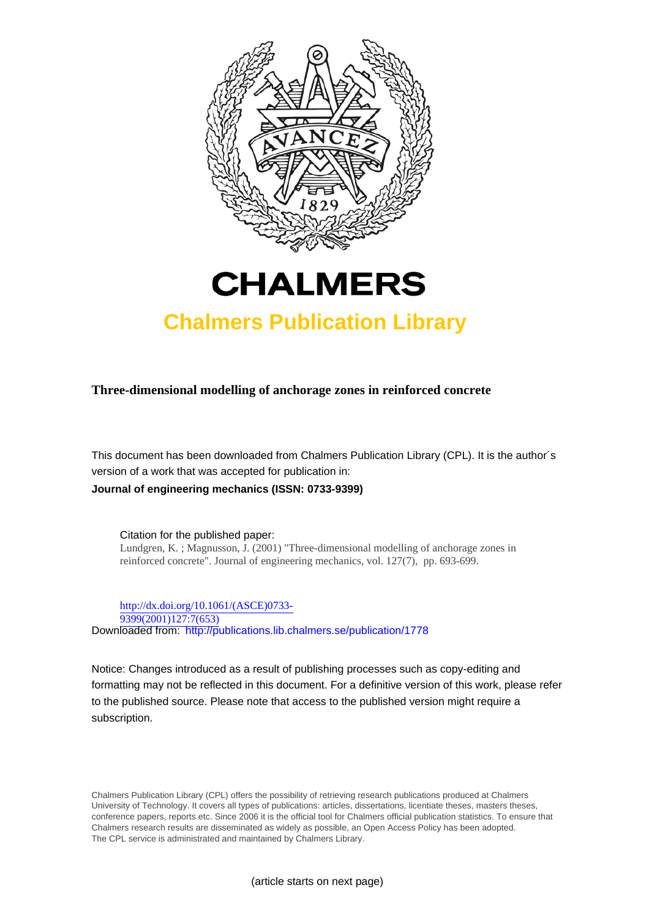# CHALMERS

## Chalmers Publication Library

**Three-dimensional modelling of anchorage zones in reinforced concrete**

This document has been downloaded from Chalmers Publication Library (CPL). It is the author´s version of a work that was accepted for publication in:

**Journal of engineering mechanics (ISSN: 0733-9399)**

Citation for the published paper:
Lundgren, K. ; Magnusson, J. (2001) "Three-dimensional modelling of anchorage zones in reinforced concrete". Journal of engineering mechanics, vol. 127(7), pp. 693-699.

http://dx.doi.org/10.1061/(ASCE)0733-9399(2001)127:7(653)

Downloaded from: http://publications.lib.chalmers.se/publication/1778

Notice: Changes introduced as a result of publishing processes such as copy-editing and formatting may not be reflected in this document. For a definitive version of this work, please refer to the published source. Please note that access to the published version might require a subscription.

Chalmers Publication Library (CPL) offers the possibility of retrieving research publications produced at Chalmers University of Technology. It covers all types of publications: articles, dissertations, licentiate theses, masters theses, conference papers, reports etc. Since 2006 it is the official tool for Chalmers official publication statistics. To ensure that Chalmers research results are disseminated as widely as possible, an Open Access Policy has been adopted. The CPL service is administrated and maintained by Chalmers Library.

(article starts on next page)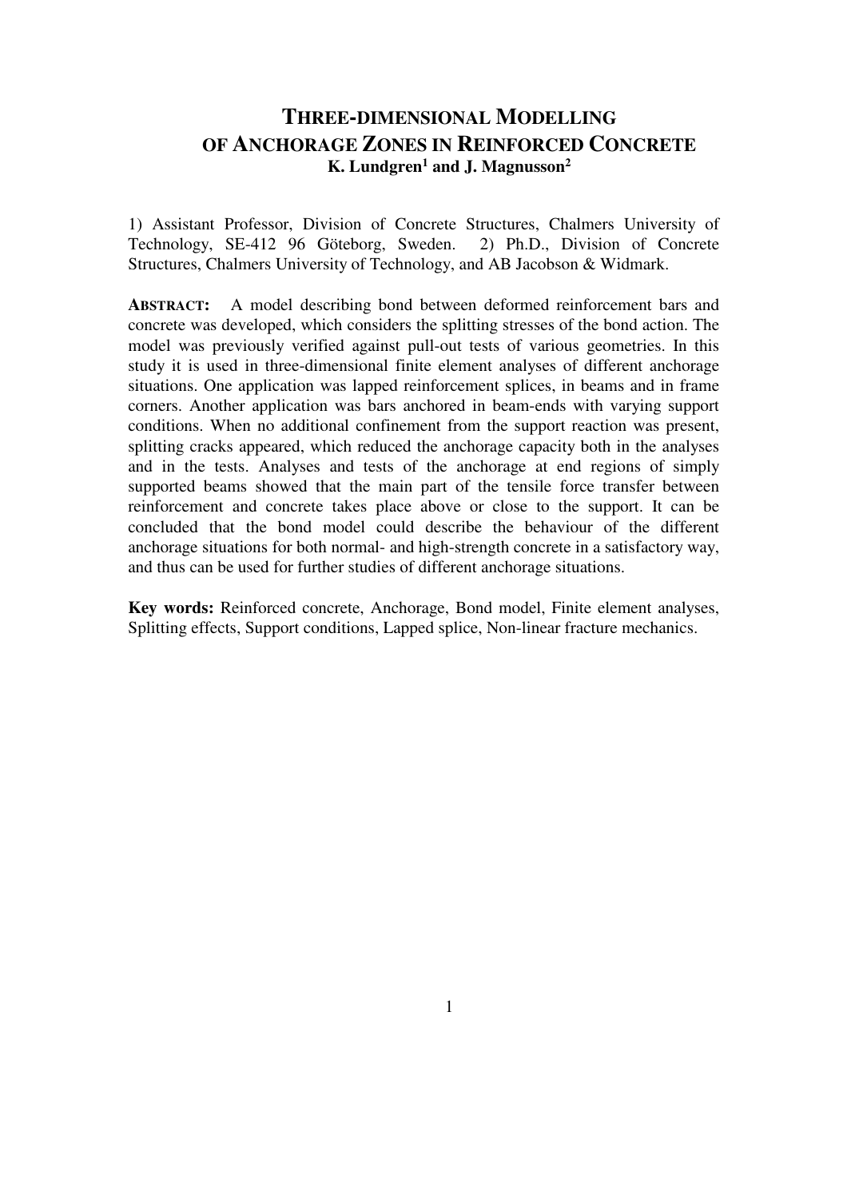# THREE-DIMENSIONAL MODELLING OF ANCHORAGE ZONES IN REINFORCED CONCRETE

**K. Lundgren[1] and J. Magnusson[2]**

1) Assistant Professor, Division of Concrete Structures, Chalmers University of Technology, SE-412 96 Göteborg, Sweden. 2) Ph.D., Division of Concrete Structures, Chalmers University of Technology, and AB Jacobson & Widmark.

**ABSTRACT:** A model describing bond between deformed reinforcement bars and concrete was developed, which considers the splitting stresses of the bond action. The model was previously verified against pull-out tests of various geometries. In this study it is used in three-dimensional finite element analyses of different anchorage situations. One application was lapped reinforcement splices, in beams and in frame corners. Another application was bars anchored in beam-ends with varying support conditions. When no additional confinement from the support reaction was present, splitting cracks appeared, which reduced the anchorage capacity both in the analyses and in the tests. Analyses and tests of the anchorage at end regions of simply supported beams showed that the main part of the tensile force transfer between reinforcement and concrete takes place above or close to the support. It can be concluded that the bond model could describe the behaviour of the different anchorage situations for both normal- and high-strength concrete in a satisfactory way, and thus can be used for further studies of different anchorage situations.

**Key words:** Reinforced concrete, Anchorage, Bond model, Finite element analyses, Splitting effects, Support conditions, Lapped splice, Non-linear fracture mechanics.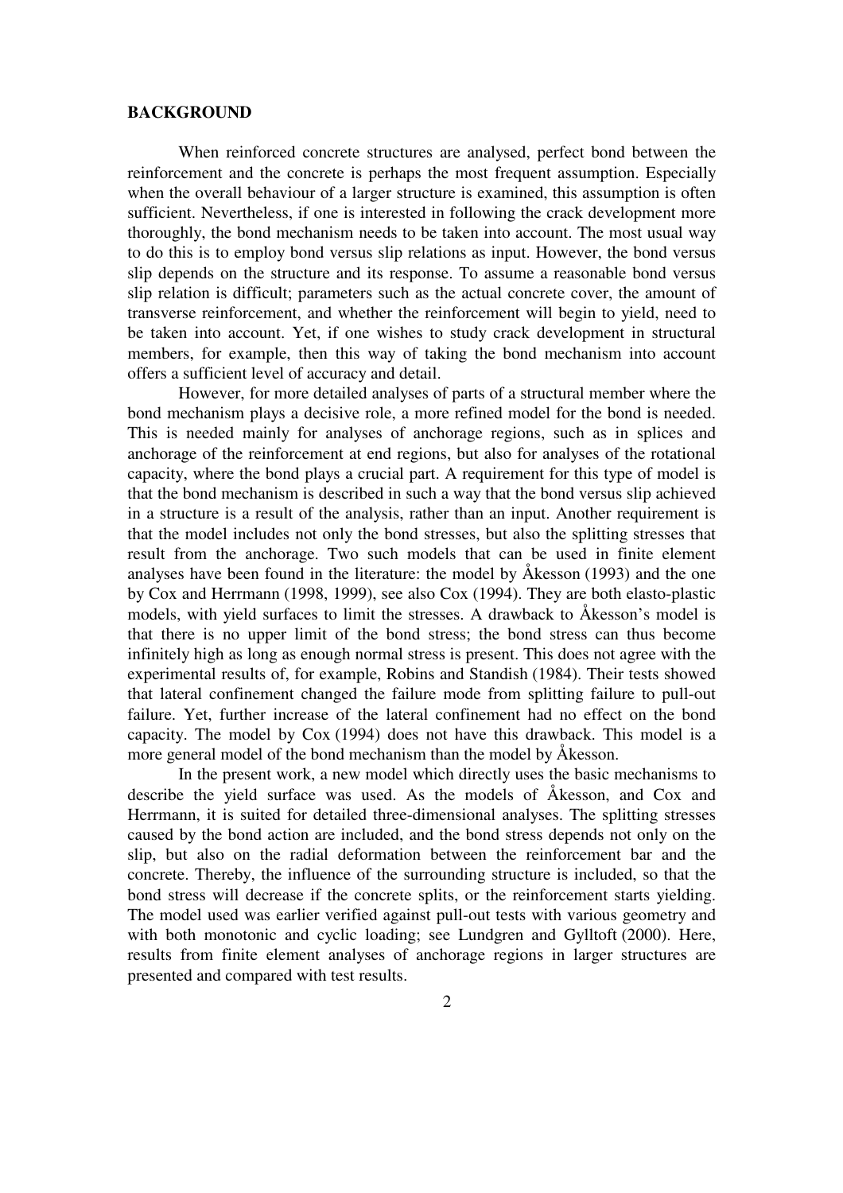## BACKGROUND

When reinforced concrete structures are analysed, perfect bond between the reinforcement and the concrete is perhaps the most frequent assumption. Especially when the overall behaviour of a larger structure is examined, this assumption is often sufficient. Nevertheless, if one is interested in following the crack development more thoroughly, the bond mechanism needs to be taken into account. The most usual way to do this is to employ bond versus slip relations as input. However, the bond versus slip depends on the structure and its response. To assume a reasonable bond versus slip relation is difficult; parameters such as the actual concrete cover, the amount of transverse reinforcement, and whether the reinforcement will begin to yield, need to be taken into account. Yet, if one wishes to study crack development in structural members, for example, then this way of taking the bond mechanism into account offers a sufficient level of accuracy and detail.

However, for more detailed analyses of parts of a structural member where the bond mechanism plays a decisive role, a more refined model for the bond is needed. This is needed mainly for analyses of anchorage regions, such as in splices and anchorage of the reinforcement at end regions, but also for analyses of the rotational capacity, where the bond plays a crucial part. A requirement for this type of model is that the bond mechanism is described in such a way that the bond versus slip achieved in a structure is a result of the analysis, rather than an input. Another requirement is that the model includes not only the bond stresses, but also the splitting stresses that result from the anchorage. Two such models that can be used in finite element analyses have been found in the literature: the model by Åkesson (1993) and the one by Cox and Herrmann (1998, 1999), see also Cox (1994). They are both elasto-plastic models, with yield surfaces to limit the stresses. A drawback to Åkesson's model is that there is no upper limit of the bond stress; the bond stress can thus become infinitely high as long as enough normal stress is present. This does not agree with the experimental results of, for example, Robins and Standish (1984). Their tests showed that lateral confinement changed the failure mode from splitting failure to pull-out failure. Yet, further increase of the lateral confinement had no effect on the bond capacity. The model by Cox (1994) does not have this drawback. This model is a more general model of the bond mechanism than the model by Åkesson.

In the present work, a new model which directly uses the basic mechanisms to describe the yield surface was used. As the models of Åkesson, and Cox and Herrmann, it is suited for detailed three-dimensional analyses. The splitting stresses caused by the bond action are included, and the bond stress depends not only on the slip, but also on the radial deformation between the reinforcement bar and the concrete. Thereby, the influence of the surrounding structure is included, so that the bond stress will decrease if the concrete splits, or the reinforcement starts yielding. The model used was earlier verified against pull-out tests with various geometry and with both monotonic and cyclic loading; see Lundgren and Gylltoft (2000). Here, results from finite element analyses of anchorage regions in larger structures are presented and compared with test results.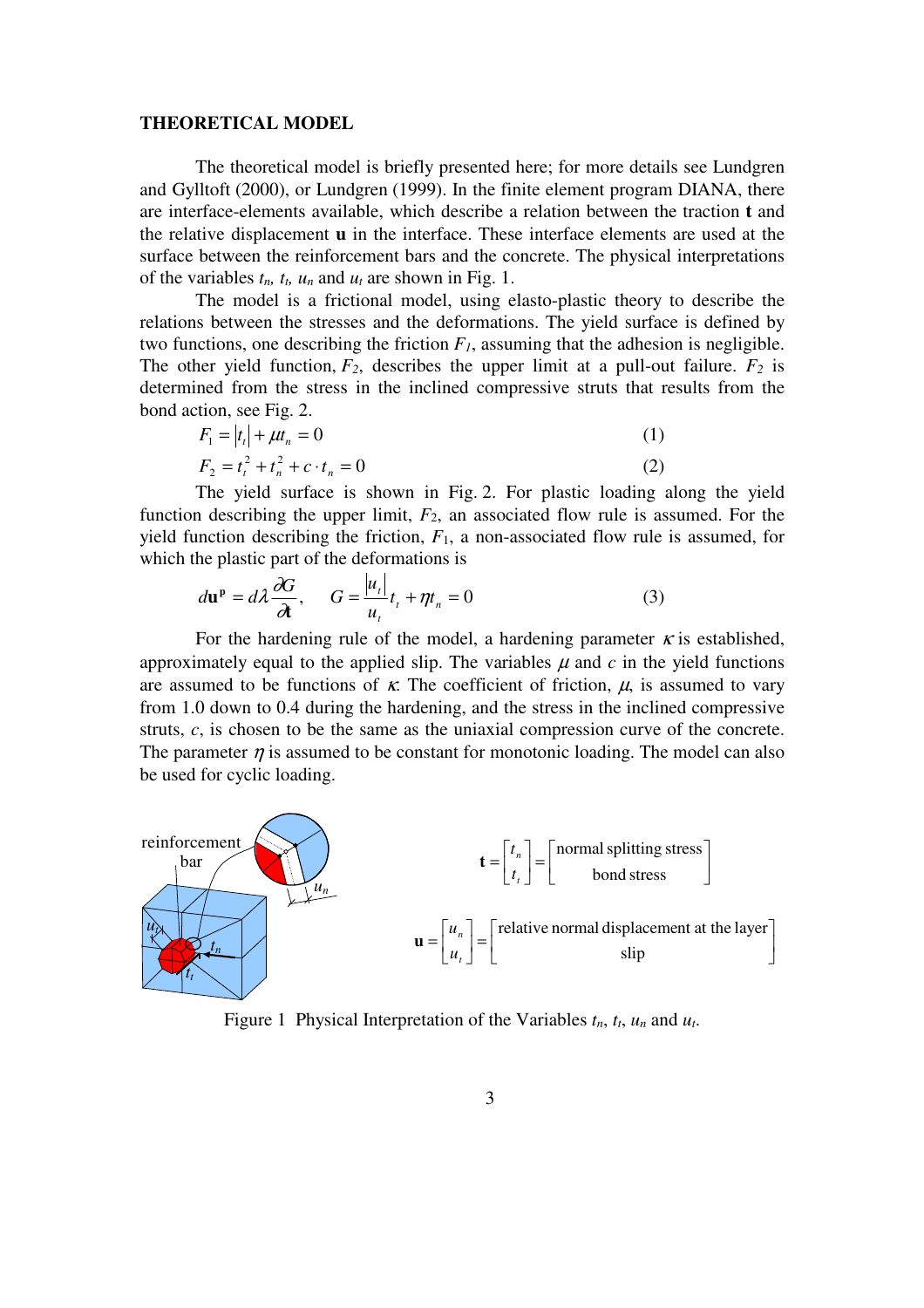## THEORETICAL MODEL

The theoretical model is briefly presented here; for more details see Lundgren and Gylltoft (2000), or Lundgren (1999). In the finite element program DIANA, there are interface-elements available, which describe a relation between the traction $\mathbf{t}$ and the relative displacement $\mathbf{u}$ in the interface. These interface elements are used at the surface between the reinforcement bars and the concrete. The physical interpretations of the variables $t_n$, $t_t$, $u_n$ and $u_t$ are shown in Fig. 1.

The model is a frictional model, using elasto-plastic theory to describe the relations between the stresses and the deformations. The yield surface is defined by two functions, one describing the friction $F_1$, assuming that the adhesion is negligible. The other yield function, $F_2$, describes the upper limit at a pull-out failure. $F_2$ is determined from the stress in the inclined compressive struts that results from the bond action, see Fig. 2.

$$F_1 = |t_t| + \mu t_n = 0 \tag{1}$$

$$F_2 = t_t^2 + t_n^2 + c \cdot t_n = 0 \tag{2}$$

The yield surface is shown in Fig. 2. For plastic loading along the yield function describing the upper limit, $F_2$, an associated flow rule is assumed. For the yield function describing the friction, $F_1$, a non-associated flow rule is assumed, for which the plastic part of the deformations is

$$d\mathbf{u}^{\mathbf{p}} = d\lambda \frac{\partial G}{\partial \mathbf{t}}, \qquad G = \frac{|u_t|}{u_t} t_t + \eta t_n = 0 \tag{3}$$

For the hardening rule of the model, a hardening parameter $\kappa$ is established, approximately equal to the applied slip. The variables $\mu$ and $c$ in the yield functions are assumed to be functions of $\kappa$. The coefficient of friction, $\mu$, is assumed to vary from 1.0 down to 0.4 during the hardening, and the stress in the inclined compressive struts, $c$, is chosen to be the same as the uniaxial compression curve of the concrete. The parameter $\eta$ is assumed to be constant for monotonic loading. The model can also be used for cyclic loading.

$$\mathbf{t} = \begin{bmatrix} t_n \\ t_t \end{bmatrix} = \begin{bmatrix} \text{normal splitting stress} \\ \text{bond stress} \end{bmatrix}$$

$$\mathbf{u} = \begin{bmatrix} u_n \\ u_t \end{bmatrix} = \begin{bmatrix} \text{relative normal displacement at the layer} \\ \text{slip} \end{bmatrix}$$

Figure 1 Physical Interpretation of the Variables $t_n$, $t_t$, $u_n$ and $u_t$.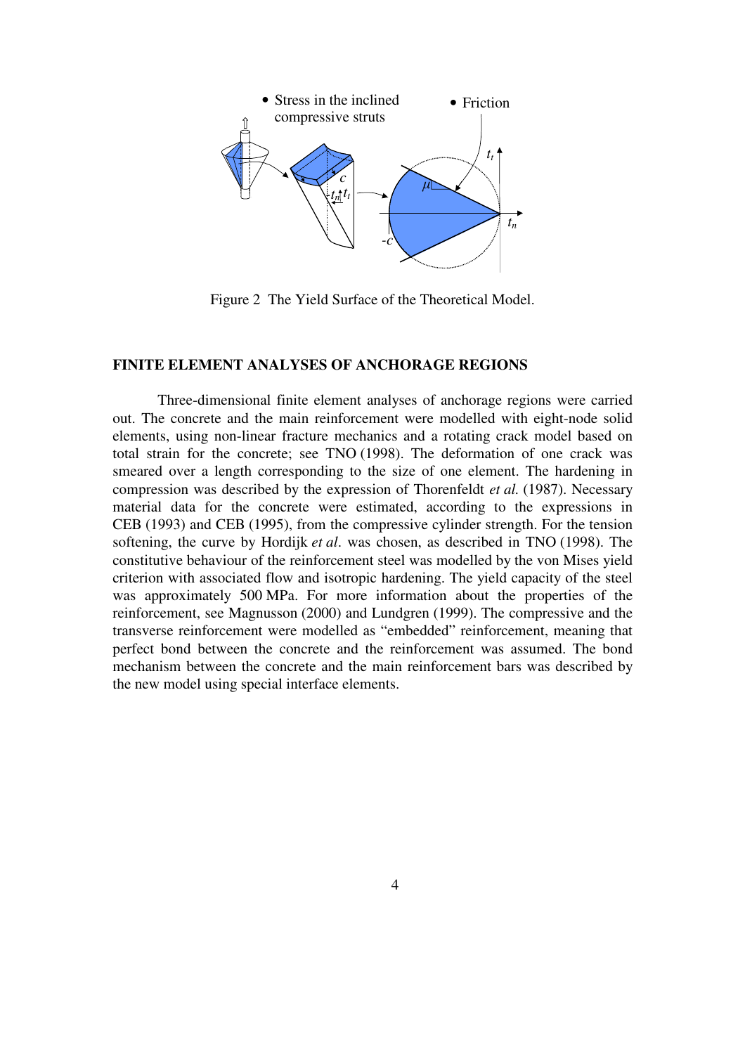Figure 2  The Yield Surface of the Theoretical Model.

## FINITE ELEMENT ANALYSES OF ANCHORAGE REGIONS

Three-dimensional finite element analyses of anchorage regions were carried out. The concrete and the main reinforcement were modelled with eight-node solid elements, using non-linear fracture mechanics and a rotating crack model based on total strain for the concrete; see TNO (1998). The deformation of one crack was smeared over a length corresponding to the size of one element. The hardening in compression was described by the expression of Thorenfeldt *et al.* (1987). Necessary material data for the concrete were estimated, according to the expressions in CEB (1993) and CEB (1995), from the compressive cylinder strength. For the tension softening, the curve by Hordijk *et al*. was chosen, as described in TNO (1998). The constitutive behaviour of the reinforcement steel was modelled by the von Mises yield criterion with associated flow and isotropic hardening. The yield capacity of the steel was approximately 500 MPa. For more information about the properties of the reinforcement, see Magnusson (2000) and Lundgren (1999). The compressive and the transverse reinforcement were modelled as "embedded" reinforcement, meaning that perfect bond between the concrete and the reinforcement was assumed. The bond mechanism between the concrete and the main reinforcement bars was described by the new model using special interface elements.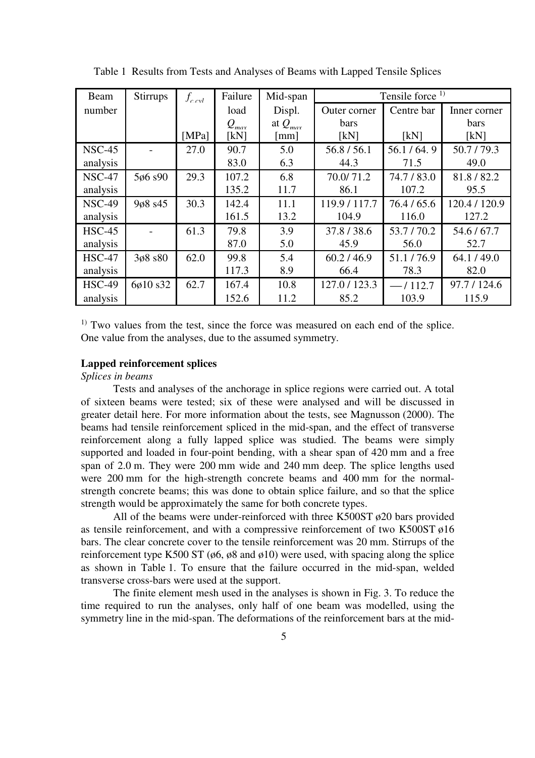Table 1 Results from Tests and Analyses of Beams with Lapped Tensile Splices

| Beam number | Stirrups | $f_{c,cyl}$ [MPa] | Failure load $Q_{max}$ [kN] | Mid-span Displ. at $Q_{max}$ [mm] | Tensile force [1)] Outer corner bars [kN] | Centre bar [kN] | Inner corner bars [kN] |
|---|---|---|---|---|---|---|---|
| NSC-45 | - | 27.0 | 90.7 | 5.0 | 56.8 / 56.1 | 56.1 / 64. 9 | 50.7 / 79.3 |
| analysis | | | 83.0 | 6.3 | 44.3 | 71.5 | 49.0 |
| NSC-47 | 5ø6 s90 | 29.3 | 107.2 | 6.8 | 70.0/ 71.2 | 74.7 / 83.0 | 81.8 / 82.2 |
| analysis | | | 135.2 | 11.7 | 86.1 | 107.2 | 95.5 |
| NSC-49 | 9ø8 s45 | 30.3 | 142.4 | 11.1 | 119.9 / 117.7 | 76.4 / 65.6 | 120.4 / 120.9 |
| analysis | | | 161.5 | 13.2 | 104.9 | 116.0 | 127.2 |
| HSC-45 | - | 61.3 | 79.8 | 3.9 | 37.8 / 38.6 | 53.7 / 70.2 | 54.6 / 67.7 |
| analysis | | | 87.0 | 5.0 | 45.9 | 56.0 | 52.7 |
| HSC-47 | 3ø8 s80 | 62.0 | 99.8 | 5.4 | 60.2 / 46.9 | 51.1 / 76.9 | 64.1 / 49.0 |
| analysis | | | 117.3 | 8.9 | 66.4 | 78.3 | 82.0 |
| HSC-49 | 6ø10 s32 | 62.7 | 167.4 | 10.8 | 127.0 / 123.3 | — / 112.7 | 97.7 / 124.6 |
| analysis | | | 152.6 | 11.2 | 85.2 | 103.9 | 115.9 |

[1)] Two values from the test, since the force was measured on each end of the splice. One value from the analyses, due to the assumed symmetry.

**Lapped reinforcement splices**

*Splices in beams*

Tests and analyses of the anchorage in splice regions were carried out. A total of sixteen beams were tested; six of these were analysed and will be discussed in greater detail here. For more information about the tests, see Magnusson (2000). The beams had tensile reinforcement spliced in the mid-span, and the effect of transverse reinforcement along a fully lapped splice was studied. The beams were simply supported and loaded in four-point bending, with a shear span of 420 mm and a free span of 2.0 m. They were 200 mm wide and 240 mm deep. The splice lengths used were 200 mm for the high-strength concrete beams and 400 mm for the normal-strength concrete beams; this was done to obtain splice failure, and so that the splice strength would be approximately the same for both concrete types.

All of the beams were under-reinforced with three K500ST ø20 bars provided as tensile reinforcement, and with a compressive reinforcement of two K500ST ø16 bars. The clear concrete cover to the tensile reinforcement was 20 mm. Stirrups of the reinforcement type K500 ST (ø6, ø8 and ø10) were used, with spacing along the splice as shown in Table 1. To ensure that the failure occurred in the mid-span, welded transverse cross-bars were used at the support.

The finite element mesh used in the analyses is shown in Fig. 3. To reduce the time required to run the analyses, only half of one beam was modelled, using the symmetry line in the mid-span. The deformations of the reinforcement bars at the mid-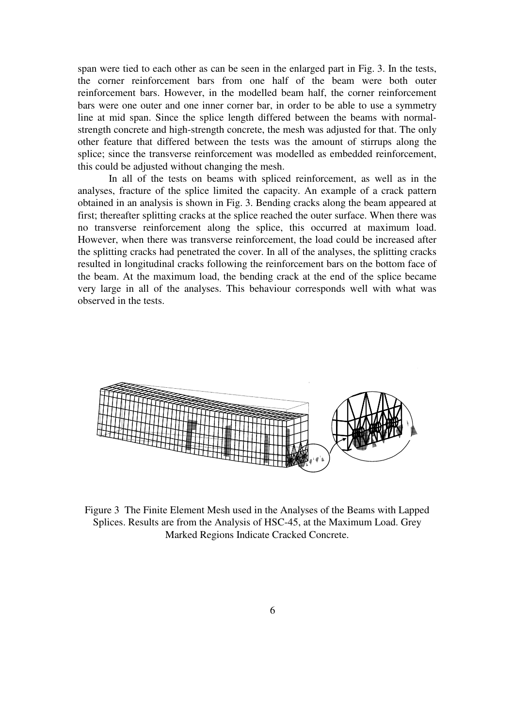span were tied to each other as can be seen in the enlarged part in Fig. 3. In the tests, the corner reinforcement bars from one half of the beam were both outer reinforcement bars. However, in the modelled beam half, the corner reinforcement bars were one outer and one inner corner bar, in order to be able to use a symmetry line at mid span. Since the splice length differed between the beams with normal-strength concrete and high-strength concrete, the mesh was adjusted for that. The only other feature that differed between the tests was the amount of stirrups along the splice; since the transverse reinforcement was modelled as embedded reinforcement, this could be adjusted without changing the mesh.

In all of the tests on beams with spliced reinforcement, as well as in the analyses, fracture of the splice limited the capacity. An example of a crack pattern obtained in an analysis is shown in Fig. 3. Bending cracks along the beam appeared at first; thereafter splitting cracks at the splice reached the outer surface. When there was no transverse reinforcement along the splice, this occurred at maximum load. However, when there was transverse reinforcement, the load could be increased after the splitting cracks had penetrated the cover. In all of the analyses, the splitting cracks resulted in longitudinal cracks following the reinforcement bars on the bottom face of the beam. At the maximum load, the bending crack at the end of the splice became very large in all of the analyses. This behaviour corresponds well with what was observed in the tests.

Figure 3 The Finite Element Mesh used in the Analyses of the Beams with Lapped Splices. Results are from the Analysis of HSC-45, at the Maximum Load. Grey Marked Regions Indicate Cracked Concrete.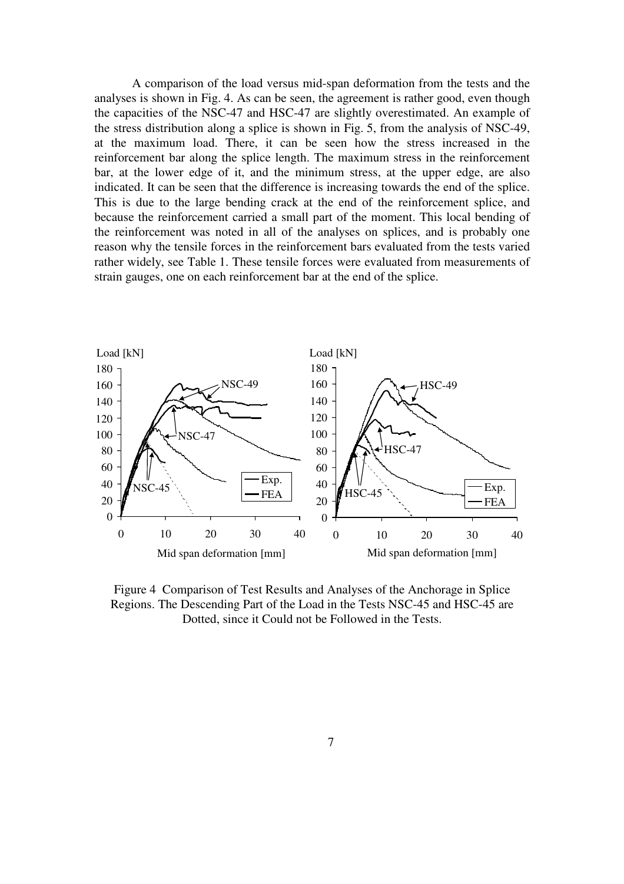A comparison of the load versus mid-span deformation from the tests and the analyses is shown in Fig. 4. As can be seen, the agreement is rather good, even though the capacities of the NSC-47 and HSC-47 are slightly overestimated. An example of the stress distribution along a splice is shown in Fig. 5, from the analysis of NSC-49, at the maximum load. There, it can be seen how the stress increased in the reinforcement bar along the splice length. The maximum stress in the reinforcement bar, at the lower edge of it, and the minimum stress, at the upper edge, are also indicated. It can be seen that the difference is increasing towards the end of the splice. This is due to the large bending crack at the end of the reinforcement splice, and because the reinforcement carried a small part of the moment. This local bending of the reinforcement was noted in all of the analyses on splices, and is probably one reason why the tensile forces in the reinforcement bars evaluated from the tests varied rather widely, see Table 1. These tensile forces were evaluated from measurements of strain gauges, one on each reinforcement bar at the end of the splice.

Figure 4 Comparison of Test Results and Analyses of the Anchorage in Splice Regions. The Descending Part of the Load in the Tests NSC-45 and HSC-45 are Dotted, since it Could not be Followed in the Tests.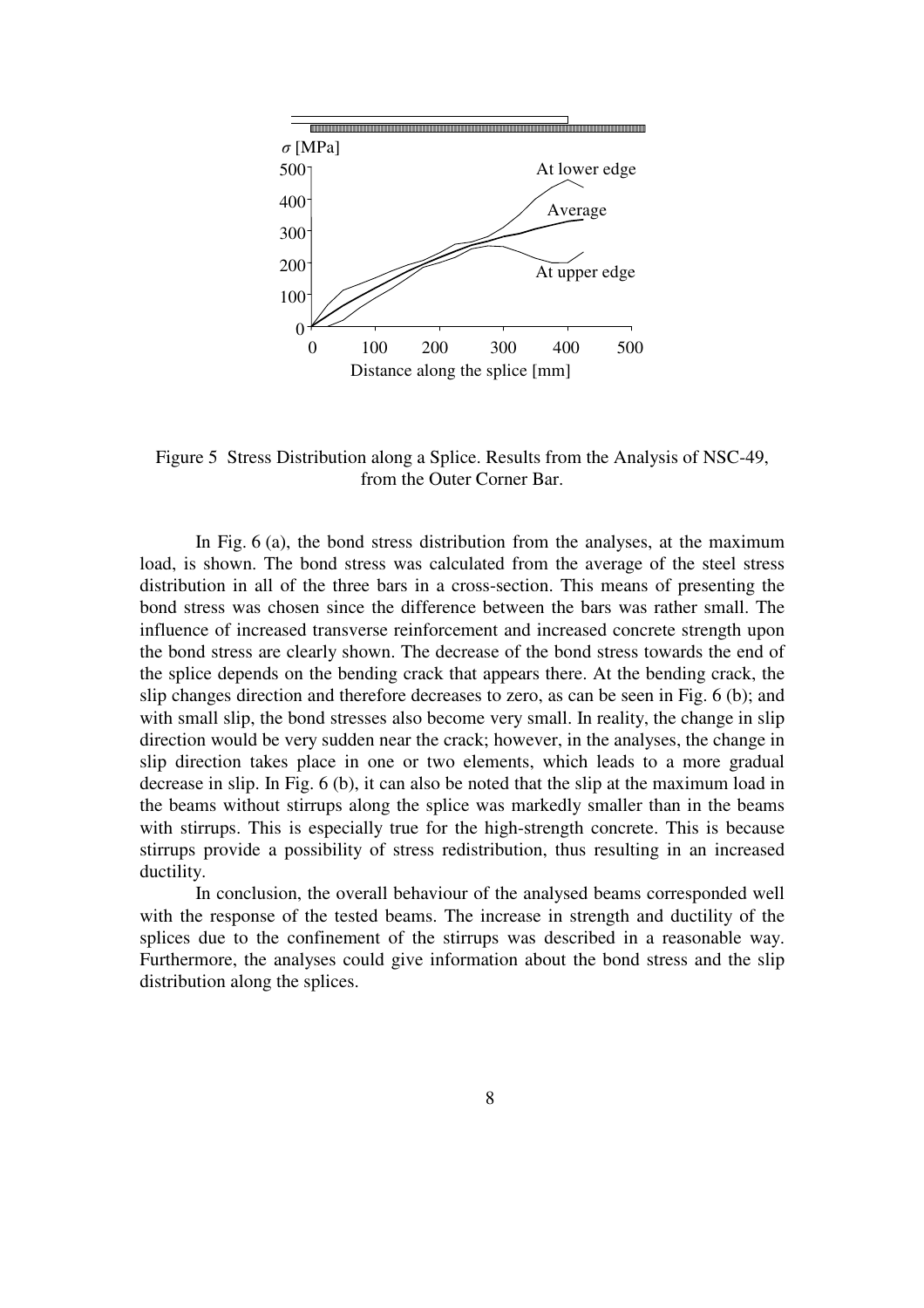Figure 5 Stress Distribution along a Splice. Results from the Analysis of NSC-49, from the Outer Corner Bar.

In Fig. 6 (a), the bond stress distribution from the analyses, at the maximum load, is shown. The bond stress was calculated from the average of the steel stress distribution in all of the three bars in a cross-section. This means of presenting the bond stress was chosen since the difference between the bars was rather small. The influence of increased transverse reinforcement and increased concrete strength upon the bond stress are clearly shown. The decrease of the bond stress towards the end of the splice depends on the bending crack that appears there. At the bending crack, the slip changes direction and therefore decreases to zero, as can be seen in Fig. 6 (b); and with small slip, the bond stresses also become very small. In reality, the change in slip direction would be very sudden near the crack; however, in the analyses, the change in slip direction takes place in one or two elements, which leads to a more gradual decrease in slip. In Fig. 6 (b), it can also be noted that the slip at the maximum load in the beams without stirrups along the splice was markedly smaller than in the beams with stirrups. This is especially true for the high-strength concrete. This is because stirrups provide a possibility of stress redistribution, thus resulting in an increased ductility.

In conclusion, the overall behaviour of the analysed beams corresponded well with the response of the tested beams. The increase in strength and ductility of the splices due to the confinement of the stirrups was described in a reasonable way. Furthermore, the analyses could give information about the bond stress and the slip distribution along the splices.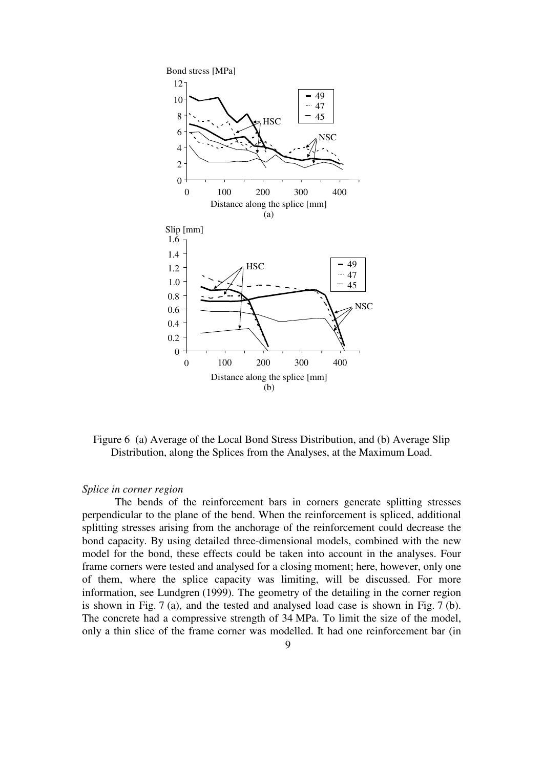Figure 6 (a) Average of the Local Bond Stress Distribution, and (b) Average Slip Distribution, along the Splices from the Analyses, at the Maximum Load.

*Splice in corner region*

The bends of the reinforcement bars in corners generate splitting stresses perpendicular to the plane of the bend. When the reinforcement is spliced, additional splitting stresses arising from the anchorage of the reinforcement could decrease the bond capacity. By using detailed three-dimensional models, combined with the new model for the bond, these effects could be taken into account in the analyses. Four frame corners were tested and analysed for a closing moment; here, however, only one of them, where the splice capacity was limiting, will be discussed. For more information, see Lundgren (1999). The geometry of the detailing in the corner region is shown in Fig. 7 (a), and the tested and analysed load case is shown in Fig. 7 (b). The concrete had a compressive strength of 34 MPa. To limit the size of the model, only a thin slice of the frame corner was modelled. It had one reinforcement bar (in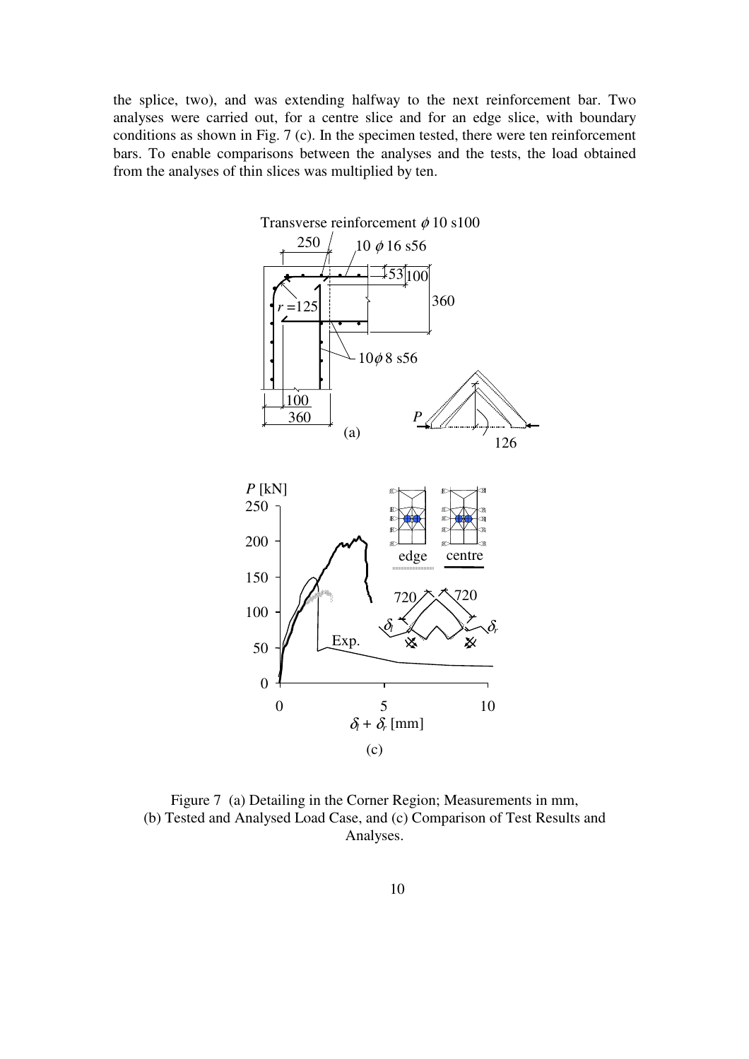the splice, two), and was extending halfway to the next reinforcement bar. Two analyses were carried out, for a centre slice and for an edge slice, with boundary conditions as shown in Fig. 7 (c). In the specimen tested, there were ten reinforcement bars. To enable comparisons between the analyses and the tests, the load obtained from the analyses of thin slices was multiplied by ten.

Figure 7 (a) Detailing in the Corner Region; Measurements in mm, (b) Tested and Analysed Load Case, and (c) Comparison of Test Results and Analyses.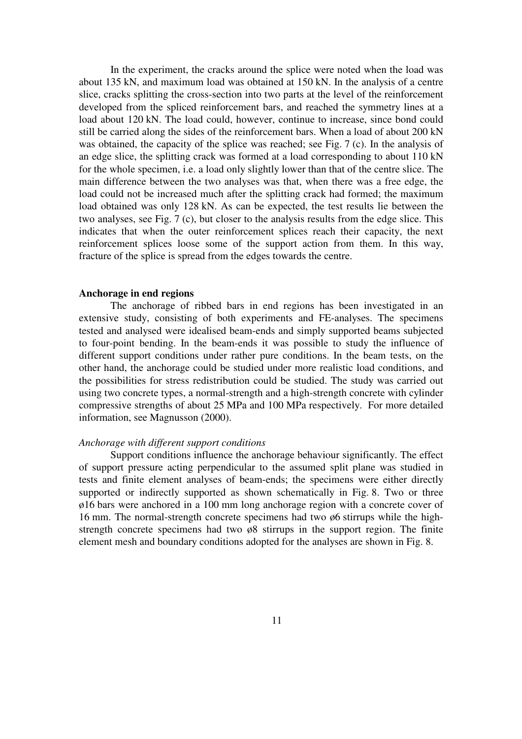In the experiment, the cracks around the splice were noted when the load was about 135 kN, and maximum load was obtained at 150 kN. In the analysis of a centre slice, cracks splitting the cross-section into two parts at the level of the reinforcement developed from the spliced reinforcement bars, and reached the symmetry lines at a load about 120 kN. The load could, however, continue to increase, since bond could still be carried along the sides of the reinforcement bars. When a load of about 200 kN was obtained, the capacity of the splice was reached; see Fig. 7 (c). In the analysis of an edge slice, the splitting crack was formed at a load corresponding to about 110 kN for the whole specimen, i.e. a load only slightly lower than that of the centre slice. The main difference between the two analyses was that, when there was a free edge, the load could not be increased much after the splitting crack had formed; the maximum load obtained was only 128 kN. As can be expected, the test results lie between the two analyses, see Fig. 7 (c), but closer to the analysis results from the edge slice. This indicates that when the outer reinforcement splices reach their capacity, the next reinforcement splices loose some of the support action from them. In this way, fracture of the splice is spread from the edges towards the centre.

**Anchorage in end regions**

The anchorage of ribbed bars in end regions has been investigated in an extensive study, consisting of both experiments and FE-analyses. The specimens tested and analysed were idealised beam-ends and simply supported beams subjected to four-point bending. In the beam-ends it was possible to study the influence of different support conditions under rather pure conditions. In the beam tests, on the other hand, the anchorage could be studied under more realistic load conditions, and the possibilities for stress redistribution could be studied. The study was carried out using two concrete types, a normal-strength and a high-strength concrete with cylinder compressive strengths of about 25 MPa and 100 MPa respectively. For more detailed information, see Magnusson (2000).

*Anchorage with different support conditions*

Support conditions influence the anchorage behaviour significantly. The effect of support pressure acting perpendicular to the assumed split plane was studied in tests and finite element analyses of beam-ends; the specimens were either directly supported or indirectly supported as shown schematically in Fig. 8. Two or three ø16 bars were anchored in a 100 mm long anchorage region with a concrete cover of 16 mm. The normal-strength concrete specimens had two ø6 stirrups while the high-strength concrete specimens had two ø8 stirrups in the support region. The finite element mesh and boundary conditions adopted for the analyses are shown in Fig. 8.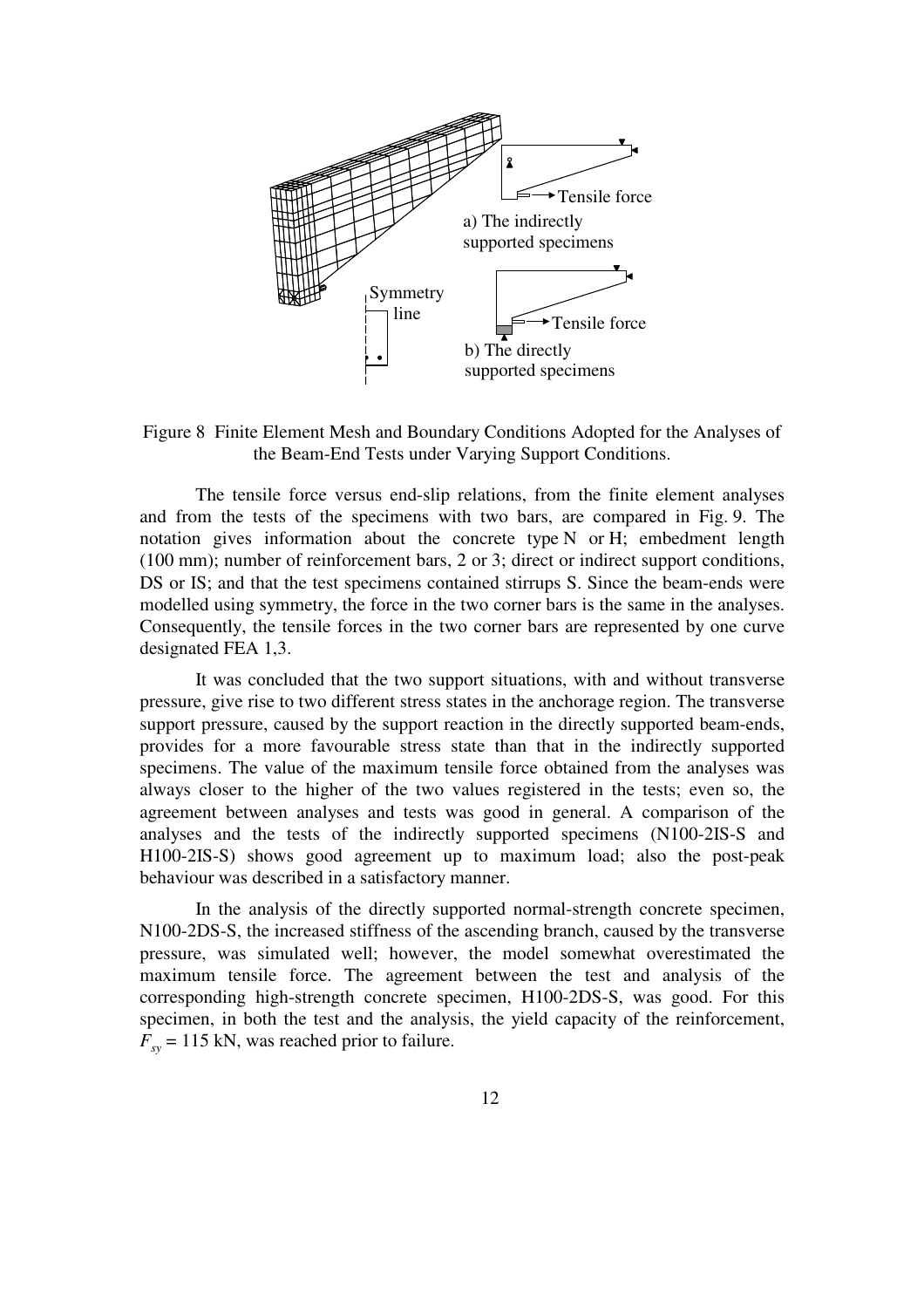Figure 8 Finite Element Mesh and Boundary Conditions Adopted for the Analyses of the Beam-End Tests under Varying Support Conditions.

The tensile force versus end-slip relations, from the finite element analyses and from the tests of the specimens with two bars, are compared in Fig. 9. The notation gives information about the concrete type N or H; embedment length (100 mm); number of reinforcement bars, 2 or 3; direct or indirect support conditions, DS or IS; and that the test specimens contained stirrups S. Since the beam-ends were modelled using symmetry, the force in the two corner bars is the same in the analyses. Consequently, the tensile forces in the two corner bars are represented by one curve designated FEA 1,3.

It was concluded that the two support situations, with and without transverse pressure, give rise to two different stress states in the anchorage region. The transverse support pressure, caused by the support reaction in the directly supported beam-ends, provides for a more favourable stress state than that in the indirectly supported specimens. The value of the maximum tensile force obtained from the analyses was always closer to the higher of the two values registered in the tests; even so, the agreement between analyses and tests was good in general. A comparison of the analyses and the tests of the indirectly supported specimens (N100-2IS-S and H100-2IS-S) shows good agreement up to maximum load; also the post-peak behaviour was described in a satisfactory manner.

In the analysis of the directly supported normal-strength concrete specimen, N100-2DS-S, the increased stiffness of the ascending branch, caused by the transverse pressure, was simulated well; however, the model somewhat overestimated the maximum tensile force. The agreement between the test and analysis of the corresponding high-strength concrete specimen, H100-2DS-S, was good. For this specimen, in both the test and the analysis, the yield capacity of the reinforcement, $F_{sy}$ = 115 kN, was reached prior to failure.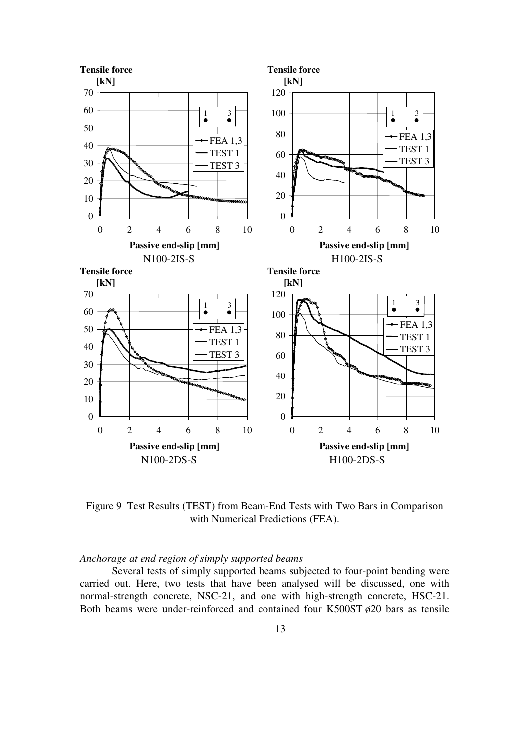Figure 9 Test Results (TEST) from Beam-End Tests with Two Bars in Comparison with Numerical Predictions (FEA).

*Anchorage at end region of simply supported beams*

Several tests of simply supported beams subjected to four-point bending were carried out. Here, two tests that have been analysed will be discussed, one with normal-strength concrete, NSC-21, and one with high-strength concrete, HSC-21. Both beams were under-reinforced and contained four K500ST ø20 bars as tensile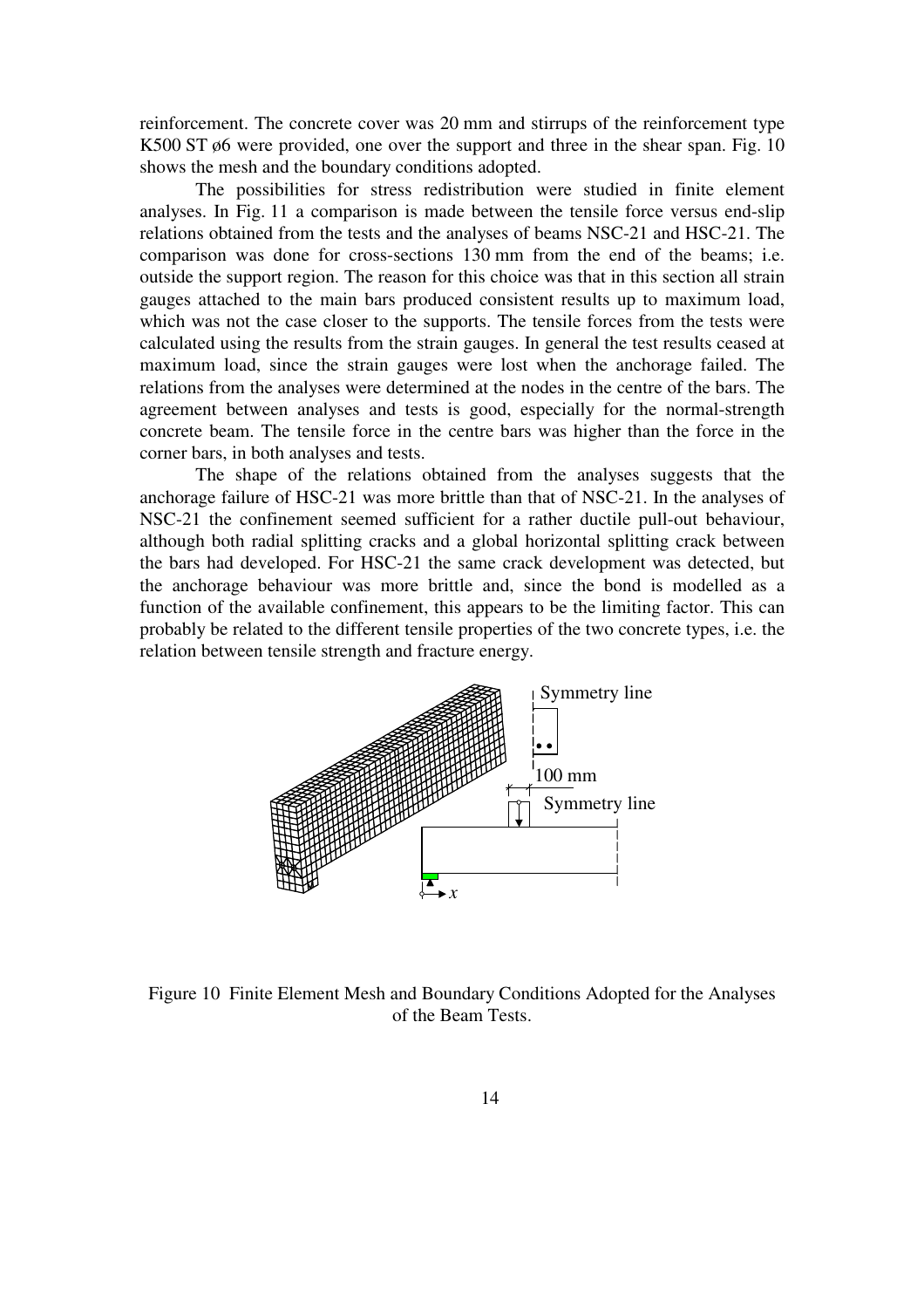reinforcement. The concrete cover was 20 mm and stirrups of the reinforcement type K500 ST ø6 were provided, one over the support and three in the shear span. Fig. 10 shows the mesh and the boundary conditions adopted.

The possibilities for stress redistribution were studied in finite element analyses. In Fig. 11 a comparison is made between the tensile force versus end-slip relations obtained from the tests and the analyses of beams NSC-21 and HSC-21. The comparison was done for cross-sections 130 mm from the end of the beams; i.e. outside the support region. The reason for this choice was that in this section all strain gauges attached to the main bars produced consistent results up to maximum load, which was not the case closer to the supports. The tensile forces from the tests were calculated using the results from the strain gauges. In general the test results ceased at maximum load, since the strain gauges were lost when the anchorage failed. The relations from the analyses were determined at the nodes in the centre of the bars. The agreement between analyses and tests is good, especially for the normal-strength concrete beam. The tensile force in the centre bars was higher than the force in the corner bars, in both analyses and tests.

The shape of the relations obtained from the analyses suggests that the anchorage failure of HSC-21 was more brittle than that of NSC-21. In the analyses of NSC-21 the confinement seemed sufficient for a rather ductile pull-out behaviour, although both radial splitting cracks and a global horizontal splitting crack between the bars had developed. For HSC-21 the same crack development was detected, but the anchorage behaviour was more brittle and, since the bond is modelled as a function of the available confinement, this appears to be the limiting factor. This can probably be related to the different tensile properties of the two concrete types, i.e. the relation between tensile strength and fracture energy.

Figure 10 Finite Element Mesh and Boundary Conditions Adopted for the Analyses of the Beam Tests.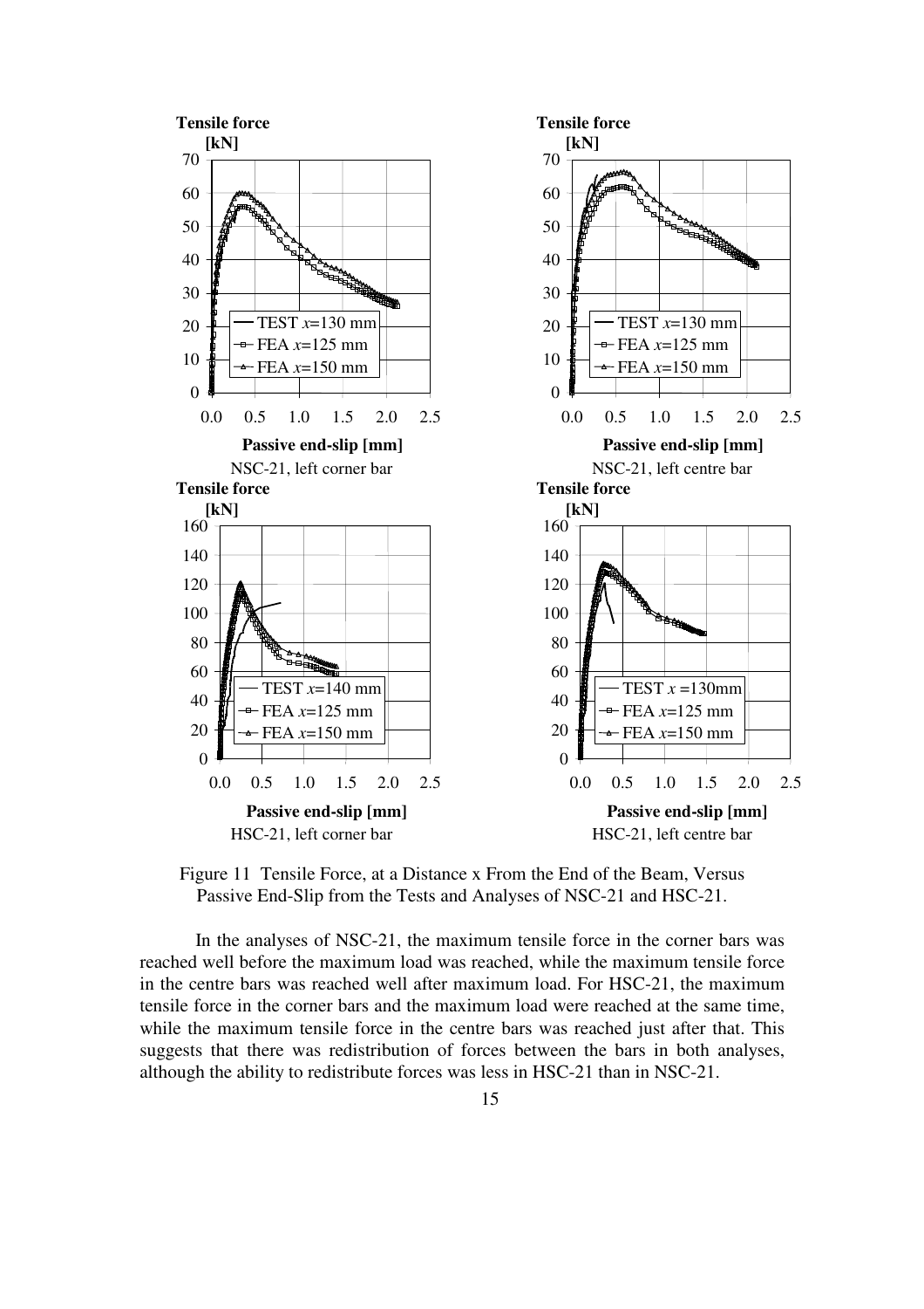Figure 11  Tensile Force, at a Distance x From the End of the Beam, Versus Passive End-Slip from the Tests and Analyses of NSC-21 and HSC-21.

In the analyses of NSC-21, the maximum tensile force in the corner bars was reached well before the maximum load was reached, while the maximum tensile force in the centre bars was reached well after maximum load. For HSC-21, the maximum tensile force in the corner bars and the maximum load were reached at the same time, while the maximum tensile force in the centre bars was reached just after that. This suggests that there was redistribution of forces between the bars in both analyses, although the ability to redistribute forces was less in HSC-21 than in NSC-21.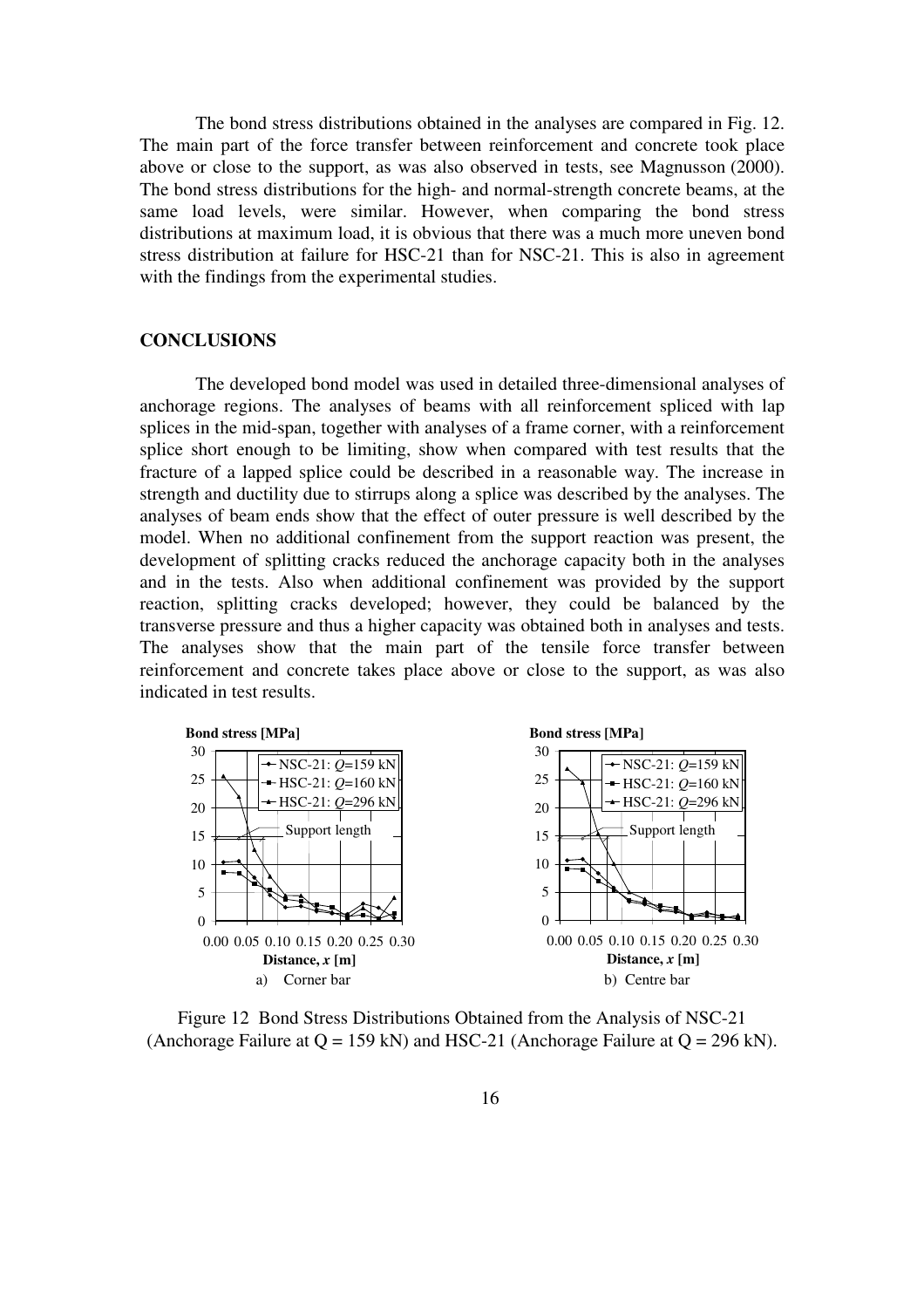The bond stress distributions obtained in the analyses are compared in Fig. 12. The main part of the force transfer between reinforcement and concrete took place above or close to the support, as was also observed in tests, see Magnusson (2000). The bond stress distributions for the high- and normal-strength concrete beams, at the same load levels, were similar. However, when comparing the bond stress distributions at maximum load, it is obvious that there was a much more uneven bond stress distribution at failure for HSC-21 than for NSC-21. This is also in agreement with the findings from the experimental studies.

## CONCLUSIONS

The developed bond model was used in detailed three-dimensional analyses of anchorage regions. The analyses of beams with all reinforcement spliced with lap splices in the mid-span, together with analyses of a frame corner, with a reinforcement splice short enough to be limiting, show when compared with test results that the fracture of a lapped splice could be described in a reasonable way. The increase in strength and ductility due to stirrups along a splice was described by the analyses. The analyses of beam ends show that the effect of outer pressure is well described by the model. When no additional confinement from the support reaction was present, the development of splitting cracks reduced the anchorage capacity both in the analyses and in the tests. Also when additional confinement was provided by the support reaction, splitting cracks developed; however, they could be balanced by the transverse pressure and thus a higher capacity was obtained both in analyses and tests. The analyses show that the main part of the tensile force transfer between reinforcement and concrete takes place above or close to the support, as was also indicated in test results.

a) Corner bar

b) Centre bar

Figure 12 Bond Stress Distributions Obtained from the Analysis of NSC-21 (Anchorage Failure at Q = 159 kN) and HSC-21 (Anchorage Failure at Q = 296 kN).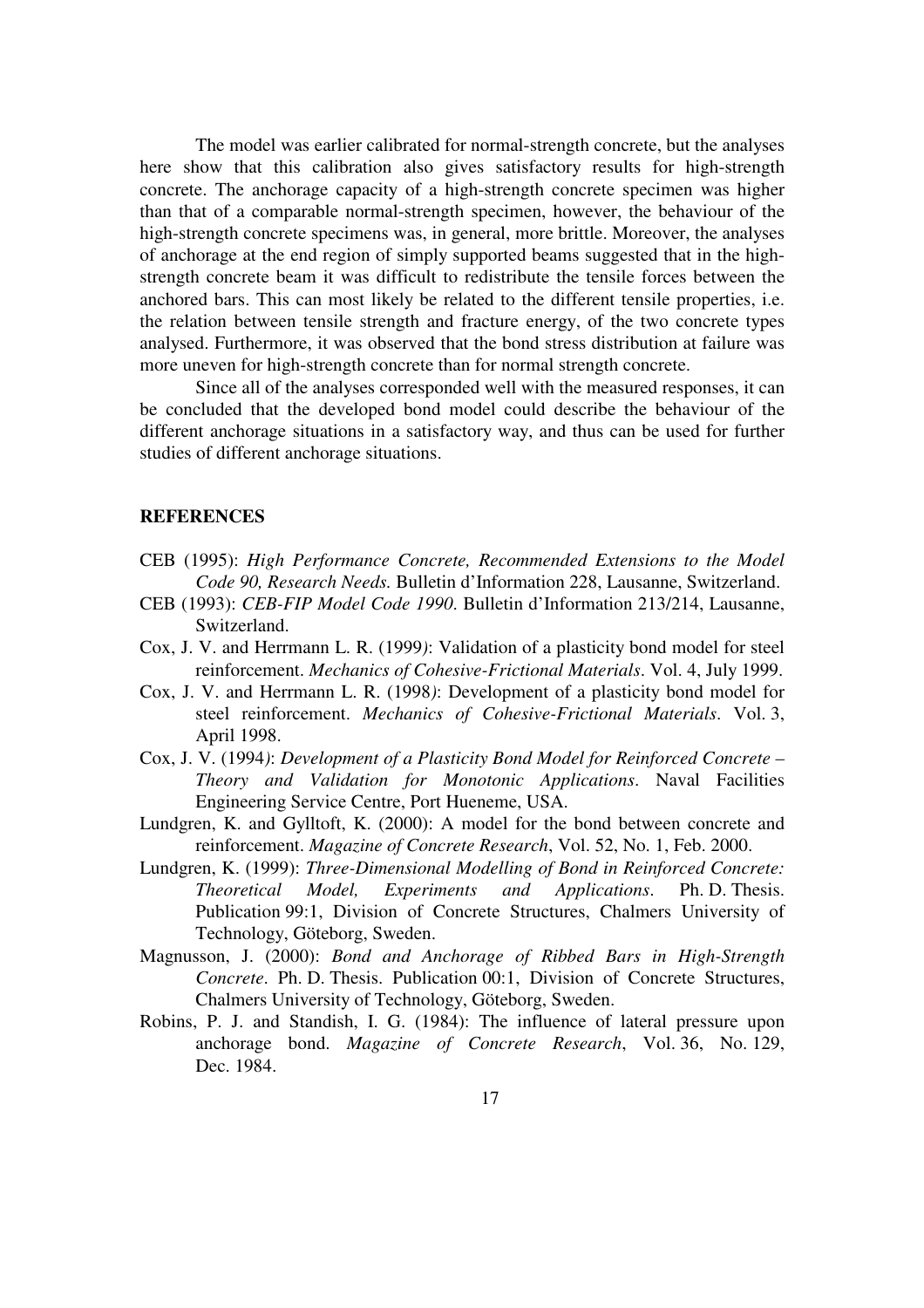The model was earlier calibrated for normal-strength concrete, but the analyses here show that this calibration also gives satisfactory results for high-strength concrete. The anchorage capacity of a high-strength concrete specimen was higher than that of a comparable normal-strength specimen, however, the behaviour of the high-strength concrete specimens was, in general, more brittle. Moreover, the analyses of anchorage at the end region of simply supported beams suggested that in the high-strength concrete beam it was difficult to redistribute the tensile forces between the anchored bars. This can most likely be related to the different tensile properties, i.e. the relation between tensile strength and fracture energy, of the two concrete types analysed. Furthermore, it was observed that the bond stress distribution at failure was more uneven for high-strength concrete than for normal strength concrete.

Since all of the analyses corresponded well with the measured responses, it can be concluded that the developed bond model could describe the behaviour of the different anchorage situations in a satisfactory way, and thus can be used for further studies of different anchorage situations.

## REFERENCES

CEB (1995): *High Performance Concrete, Recommended Extensions to the Model Code 90, Research Needs.* Bulletin d'Information 228, Lausanne, Switzerland.

CEB (1993): *CEB-FIP Model Code 1990*. Bulletin d'Information 213/214, Lausanne, Switzerland.

Cox, J. V. and Herrmann L. R. (1999): Validation of a plasticity bond model for steel reinforcement. *Mechanics of Cohesive-Frictional Materials*. Vol. 4, July 1999.

Cox, J. V. and Herrmann L. R. (1998): Development of a plasticity bond model for steel reinforcement. *Mechanics of Cohesive-Frictional Materials*. Vol. 3, April 1998.

Cox, J. V. (1994): *Development of a Plasticity Bond Model for Reinforced Concrete – Theory and Validation for Monotonic Applications*. Naval Facilities Engineering Service Centre, Port Hueneme, USA.

Lundgren, K. and Gylltoft, K. (2000): A model for the bond between concrete and reinforcement. *Magazine of Concrete Research*, Vol. 52, No. 1, Feb. 2000.

Lundgren, K. (1999): *Three-Dimensional Modelling of Bond in Reinforced Concrete: Theoretical Model, Experiments and Applications*. Ph. D. Thesis. Publication 99:1, Division of Concrete Structures, Chalmers University of Technology, Göteborg, Sweden.

Magnusson, J. (2000): *Bond and Anchorage of Ribbed Bars in High-Strength Concrete*. Ph. D. Thesis. Publication 00:1, Division of Concrete Structures, Chalmers University of Technology, Göteborg, Sweden.

Robins, P. J. and Standish, I. G. (1984): The influence of lateral pressure upon anchorage bond. *Magazine of Concrete Research*, Vol. 36, No. 129, Dec. 1984.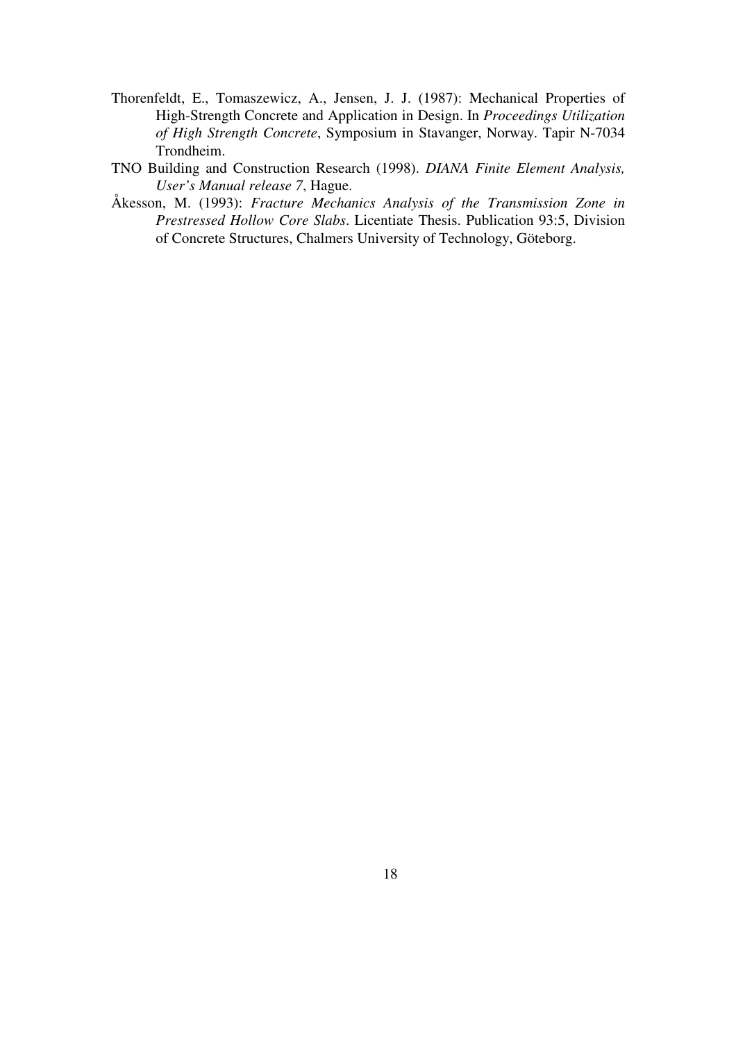Thorenfeldt, E., Tomaszewicz, A., Jensen, J. J. (1987): Mechanical Properties of High-Strength Concrete and Application in Design. In *Proceedings Utilization of High Strength Concrete*, Symposium in Stavanger, Norway. Tapir N-7034 Trondheim.

TNO Building and Construction Research (1998). *DIANA Finite Element Analysis, User's Manual release 7*, Hague.

Åkesson, M. (1993): *Fracture Mechanics Analysis of the Transmission Zone in Prestressed Hollow Core Slabs*. Licentiate Thesis. Publication 93:5, Division of Concrete Structures, Chalmers University of Technology, Göteborg.